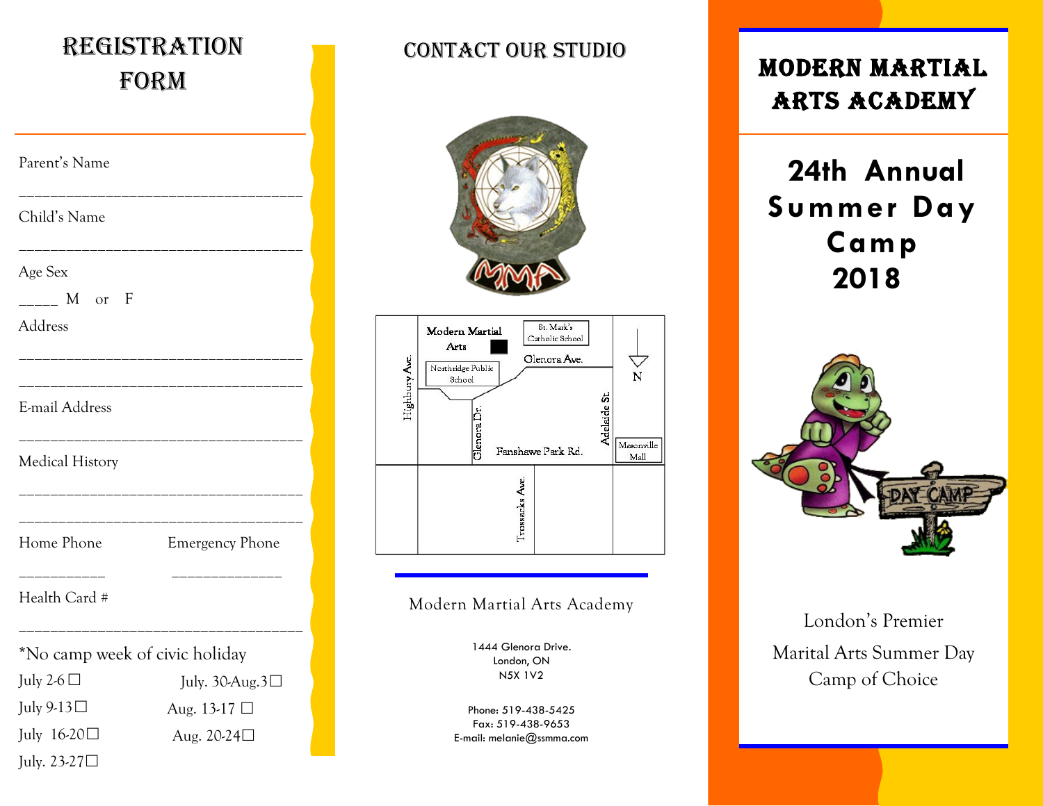# REGISTRATION FORM

Parent's Name

___________________________________

Child's Name

___________________________________

Age Sex

_____ M or F

Address

___________________________________

___________________________________

E-mail Address

___________________________________

Medical History

___________________________________

___________________________________

Home Phone ___________ Emergency Phone _____________

Health Card #

___________________________________

*No camp week of civic holiday

- July 2-6 ☐
- July 9-13☐
- July 16-20☐
- July. 23-27☐
- July. 30-Aug.3☐
- Aug. 13-17 ☐
- Aug. 20-24☐

# CONTACT OUR STUDIO

Modern Martial Arts

St. Mark's Catholic School

Northridge Public School

Glenora Ave.

Highbury Ave.

Glenora Dr.

Adelaide St.

N

Masonville Mall

Fanshawe Park Rd.

Trossacks Ave.

Modern Martial Arts Academy

1444 Glenora Drive.
London, ON
N5X 1V2

Phone: 519-438-5425
Fax: 519-438-9653
E-mail: melanie@ssmma.com

# MODERN MARTIAL ARTS ACADEMY

## 24th Annual Summer Day Camp 2018

DAY CAMP

London's Premier Marital Arts Summer Day Camp of Choice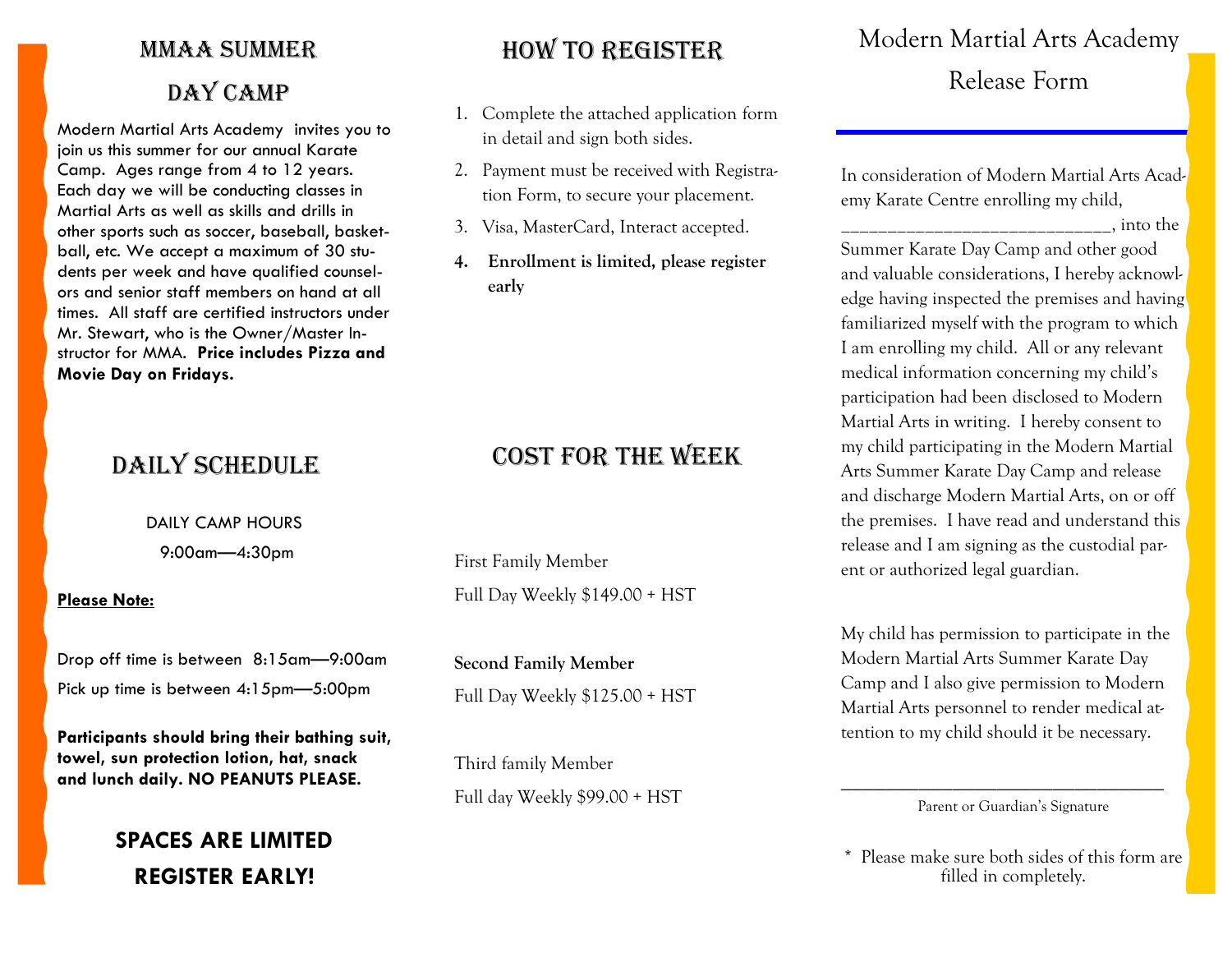## MMAA SUMMER DAY CAMP

Modern Martial Arts Academy invites you to join us this summer for our annual Karate Camp. Ages range from 4 to 12 years. Each day we will be conducting classes in Martial Arts as well as skills and drills in other sports such as soccer, baseball, basketball, etc. We accept a maximum of 30 students per week and have qualified counselors and senior staff members on hand at all times. All staff are certified instructors under Mr. Stewart, who is the Owner/Master Instructor for MMA. **Price includes Pizza and Movie Day on Fridays.**

## DAILY SCHEDULE

DAILY CAMP HOURS

9:00am—4:30pm

**Please Note:**

Drop off time is between 8:15am—9:00am

Pick up time is between 4:15pm—5:00pm

**Participants should bring their bathing suit, towel, sun protection lotion, hat, snack and lunch daily. NO PEANUTS PLEASE.**

**SPACES ARE LIMITED**

**REGISTER EARLY!**

## HOW TO REGISTER

1. Complete the attached application form in detail and sign both sides.
2. Payment must be received with Registration Form, to secure your placement.
3. Visa, MasterCard, Interact accepted.
4. **Enrollment is limited, please register early**

## COST FOR THE WEEK

First Family Member

Full Day Weekly $149.00 + HST

**Second Family Member**

Full Day Weekly $125.00 + HST

Third family Member

Full day Weekly $99.00 + HST

# Modern Martial Arts Academy Release Form

In consideration of Modern Martial Arts Academy Karate Centre enrolling my child, ____________________________, into the Summer Karate Day Camp and other good and valuable considerations, I hereby acknowledge having inspected the premises and having familiarized myself with the program to which I am enrolling my child. All or any relevant medical information concerning my child's participation had been disclosed to Modern Martial Arts in writing. I hereby consent to my child participating in the Modern Martial Arts Summer Karate Day Camp and release and discharge Modern Martial Arts, on or off the premises. I have read and understand this release and I am signing as the custodial parent or authorized legal guardian.

My child has permission to participate in the Modern Martial Arts Summer Karate Day Camp and I also give permission to Modern Martial Arts personnel to render medical attention to my child should it be necessary.

_____________________________________

Parent or Guardian's Signature

* Please make sure both sides of this form are filled in completely.